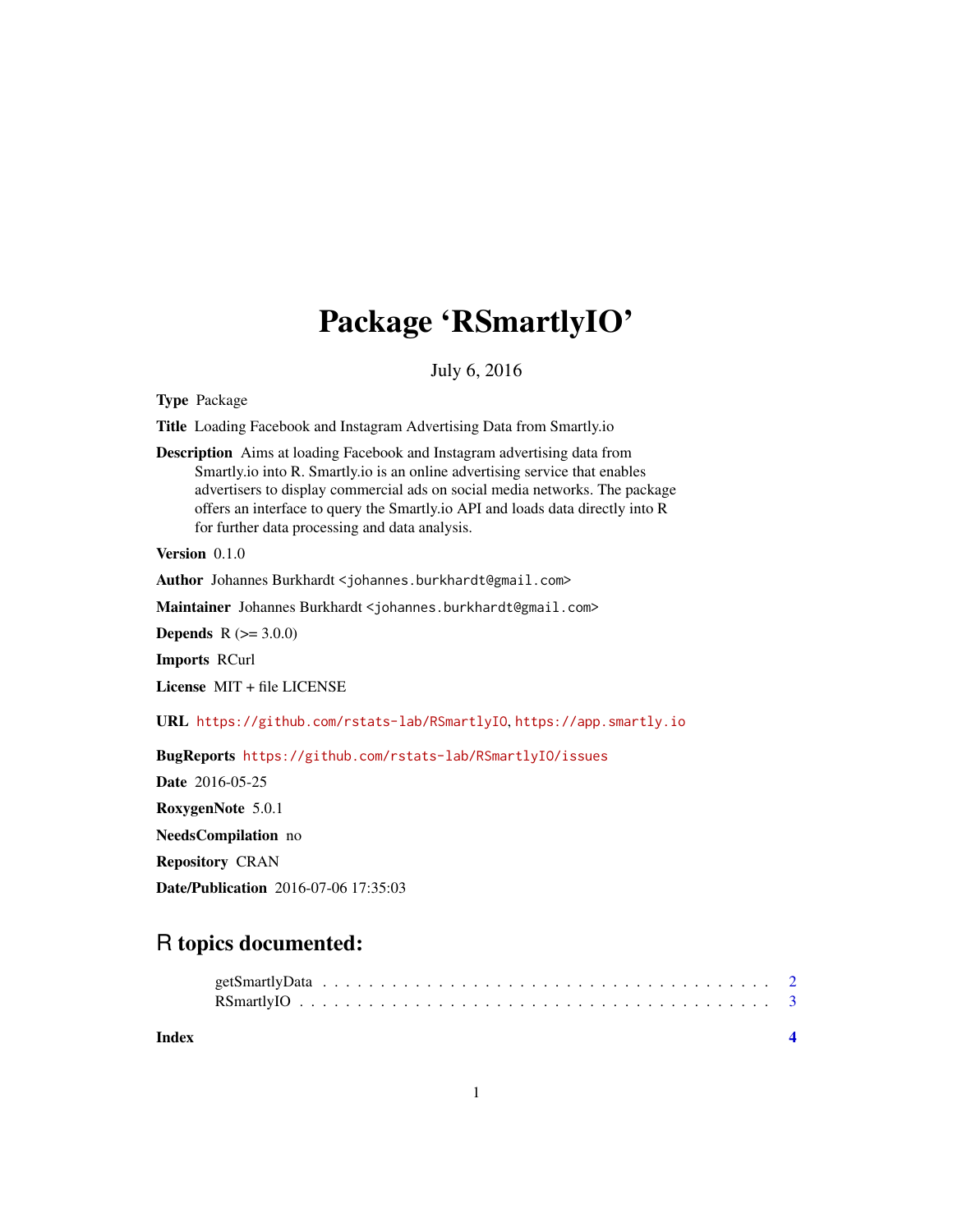# Package 'RSmartlyIO'

July 6, 2016

**Type** Package

**Title** Loading Facebook and Instagram Advertising Data from Smartly.io

**Description** Aims at loading Facebook and Instagram advertising data from Smartly.io into R. Smartly.io is an online advertising service that enables advertisers to display commercial ads on social media networks. The package offers an interface to query the Smartly.io API and loads data directly into R for further data processing and data analysis.

**Version** 0.1.0

**Author** Johannes Burkhardt <johannes.burkhardt@gmail.com>

**Maintainer** Johannes Burkhardt <johannes.burkhardt@gmail.com>

**Depends** R (>= 3.0.0)

**Imports** RCurl

**License** MIT + file LICENSE

**URL** https://github.com/rstats-lab/RSmartlyIO, https://app.smartly.io

**BugReports** https://github.com/rstats-lab/RSmartlyIO/issues

**Date** 2016-05-25

**RoxygenNote** 5.0.1

**NeedsCompilation** no

**Repository** CRAN

**Date/Publication** 2016-07-06 17:35:03

## R topics documented:

getSmartlyData . . . . . . . . . . . . . . . . . . . . . . . . . . . . . . . . . . . . . . 2
RSmartlyIO . . . . . . . . . . . . . . . . . . . . . . . . . . . . . . . . . . . . . . . . 3

**Index** **4**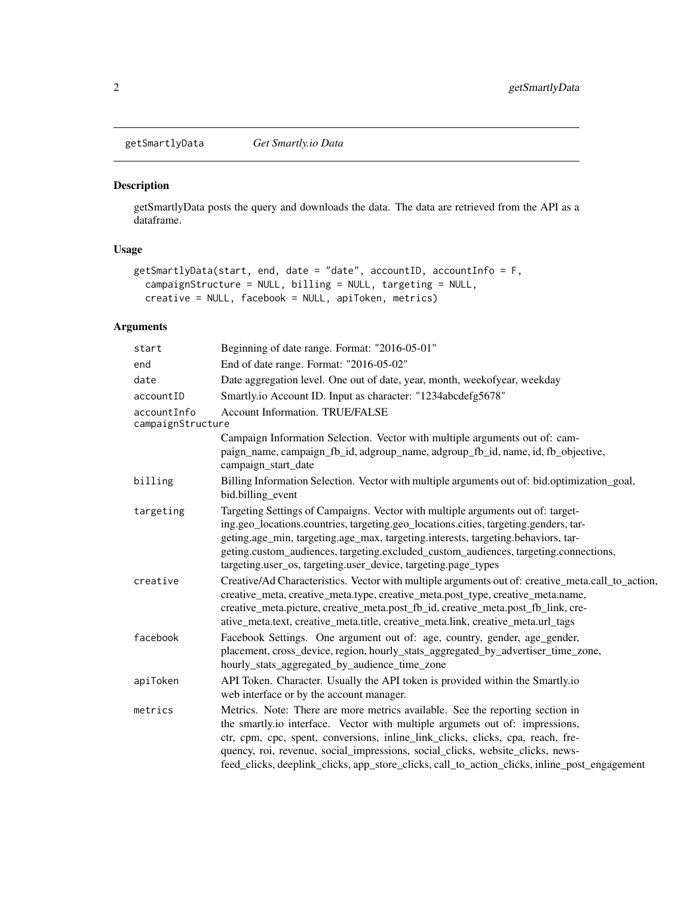## getSmartlyData *Get Smartly.io Data*

### Description

getSmartlyData posts the query and downloads the data. The data are retrieved from the API as a dataframe.

### Usage

```
getSmartlyData(start, end, date = "date", accountID, accountInfo = F,
  campaignStructure = NULL, billing = NULL, targeting = NULL,
  creative = NULL, facebook = NULL, apiToken, metrics)
```

### Arguments

| Argument | Description |
|---|---|
| start | Beginning of date range. Format: "2016-05-01" |
| end | End of date range. Format: "2016-05-02" |
| date | Date aggregation level. One out of date, year, month, weekofyear, weekday |
| accountID | Smartly.io Account ID. Input as character: "1234abcdefg5678" |
| accountInfo | Account Information. TRUE/FALSE |
| campaignStructure | Campaign Information Selection. Vector with multiple arguments out of: campaign_name, campaign_fb_id, adgroup_name, adgroup_fb_id, name, id, fb_objective, campaign_start_date |
| billing | Billing Information Selection. Vector with multiple arguments out of: bid.optimization_goal, bid.billing_event |
| targeting | Targeting Settings of Campaigns. Vector with multiple arguments out of: targeting.geo_locations.countries, targeting.geo_locations.cities, targeting.genders, targeting.age_min, targeting.age_max, targeting.interests, targeting.behaviors, targeting.custom_audiences, targeting.excluded_custom_audiences, targeting.connections, targeting.user_os, targeting.user_device, targeting.page_types |
| creative | Creative/Ad Characteristics. Vector with multiple arguments out of: creative_meta.call_to_action, creative_meta, creative_meta.type, creative_meta.post_type, creative_meta.name, creative_meta.picture, creative_meta.post_fb_id, creative_meta.post_fb_link, creative_meta.text, creative_meta.title, creative_meta.link, creative_meta.url_tags |
| facebook | Facebook Settings. One argument out of: age, country, gender, age_gender, placement, cross_device, region, hourly_stats_aggregated_by_advertiser_time_zone, hourly_stats_aggregated_by_audience_time_zone |
| apiToken | API Token. Character. Usually the API token is provided within the Smartly.io web interface or by the account manager. |
| metrics | Metrics. Note: There are more metrics available. See the reporting section in the smartly.io interface. Vector with multiple argumets out of: impressions, ctr, cpm, cpc, spent, conversions, inline_link_clicks, clicks, cpa, reach, frequency, roi, revenue, social_impressions, social_clicks, website_clicks, newsfeed_clicks, deeplink_clicks, app_store_clicks, call_to_action_clicks, inline_post_engagement |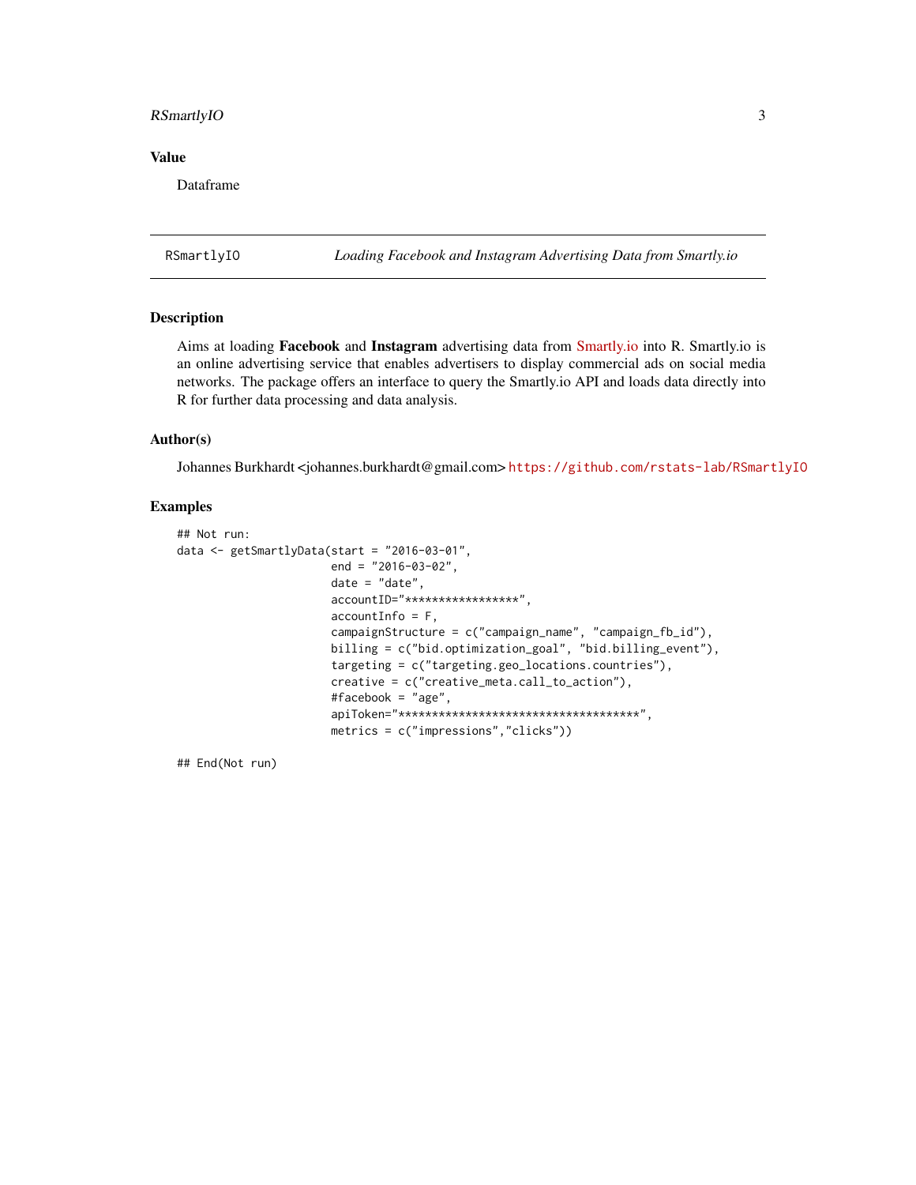## Value

Dataframe

---

RSmartlyIO *Loading Facebook and Instagram Advertising Data from Smartly.io*

---

## Description

Aims at loading **Facebook** and **Instagram** advertising data from Smartly.io into R. Smartly.io is an online advertising service that enables advertisers to display commercial ads on social media networks. The package offers an interface to query the Smartly.io API and loads data directly into R for further data processing and data analysis.

## Author(s)

Johannes Burkhardt <johannes.burkhardt@gmail.com> https://github.com/rstats-lab/RSmartlyIO

## Examples

```
## Not run:
data <- getSmartlyData(start = "2016-03-01",
                       end = "2016-03-02",
                       date = "date",
                       accountID="*****************",
                       accountInfo = F,
                       campaignStructure = c("campaign_name", "campaign_fb_id"),
                       billing = c("bid.optimization_goal", "bid.billing_event"),
                       targeting = c("targeting.geo_locations.countries"),
                       creative = c("creative_meta.call_to_action"),
                       #facebook = "age",
                       apiToken="************************************",
                       metrics = c("impressions","clicks"))

## End(Not run)
```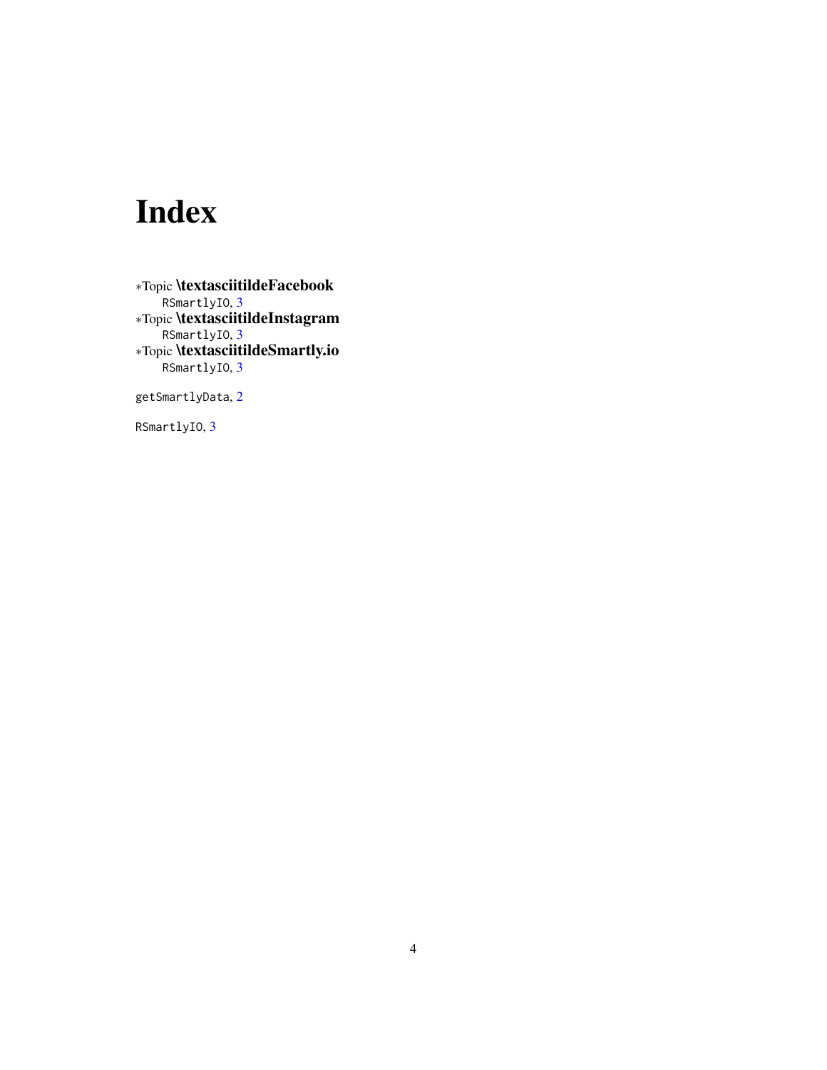# Index

*Topic **\textasciitildeFacebook**
    RSmartlyIO, 3
*Topic **\textasciitildeInstagram**
    RSmartlyIO, 3
*Topic **\textasciitildeSmartly.io**
    RSmartlyIO, 3

getSmartlyData, 2

RSmartlyIO, 3